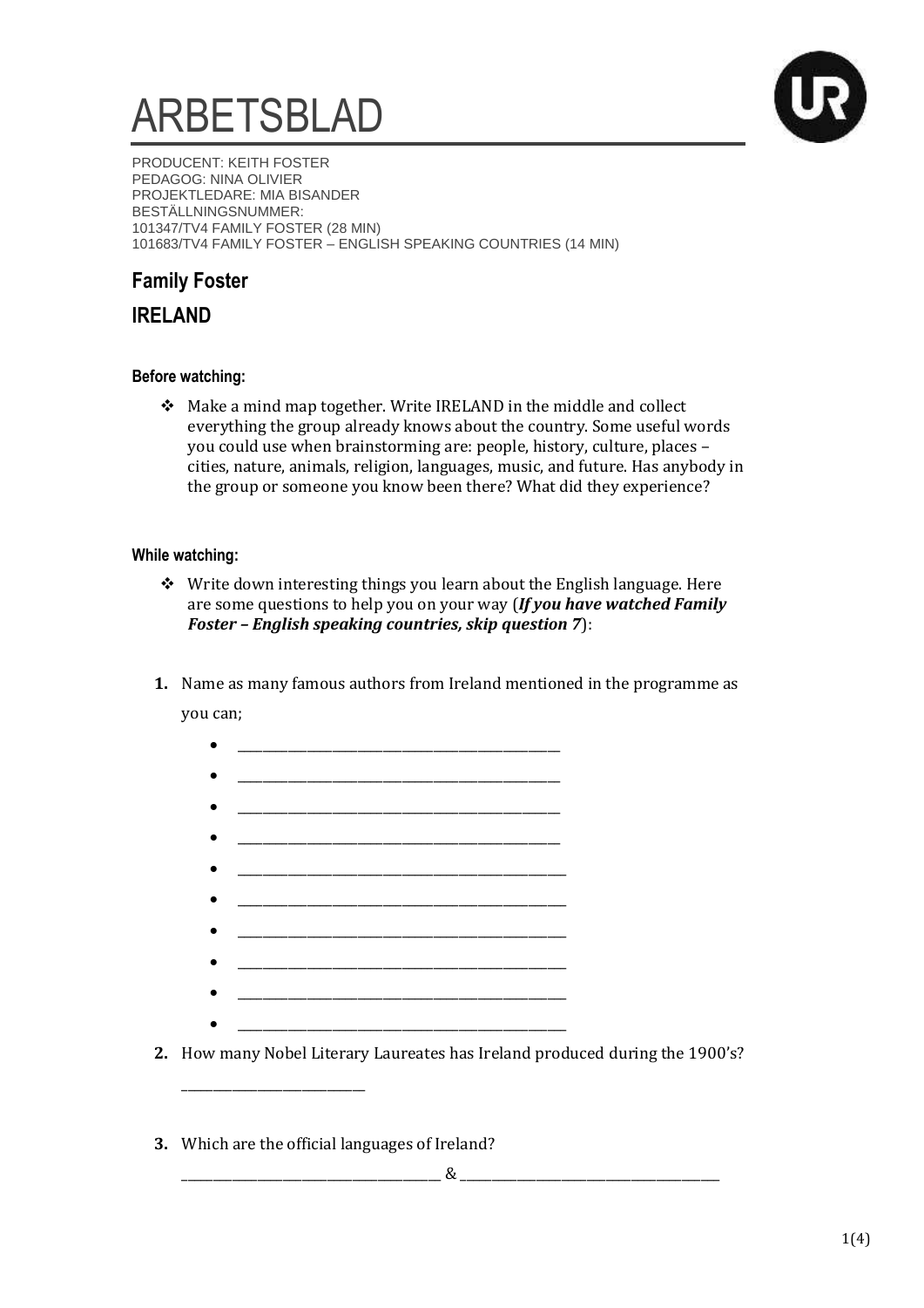# ARBETSBLAD

PRODUCENT: KEITH FOSTER
PEDAGOG: NINA OLIVIER
PROJEKTLEDARE: MIA BISANDER
BESTÄLLNINGSNUMMER:
101347/TV4 FAMILY FOSTER (28 MIN)
101683/TV4 FAMILY FOSTER – ENGLISH SPEAKING COUNTRIES (14 MIN)

## Family Foster

## IRELAND

### Before watching:

- Make a mind map together. Write IRELAND in the middle and collect everything the group already knows about the country. Some useful words you could use when brainstorming are: people, history, culture, places – cities, nature, animals, religion, languages, music, and future. Has anybody in the group or someone you know been there? What did they experience?

### While watching:

- Write down interesting things you learn about the English language. Here are some questions to help you on your way (***If you have watched Family Foster – English speaking countries, skip question 7***):

**1.** Name as many famous authors from Ireland mentioned in the programme as you can;

- ______________________________________________
- ______________________________________________
- ______________________________________________
- ______________________________________________
- ______________________________________________
- ______________________________________________
- ______________________________________________
- ______________________________________________
- ______________________________________________
- ______________________________________________

**2.** How many Nobel Literary Laureates has Ireland produced during the 1900's?

__________________________

**3.** Which are the official languages of Ireland?

_____________________________________ & _____________________________________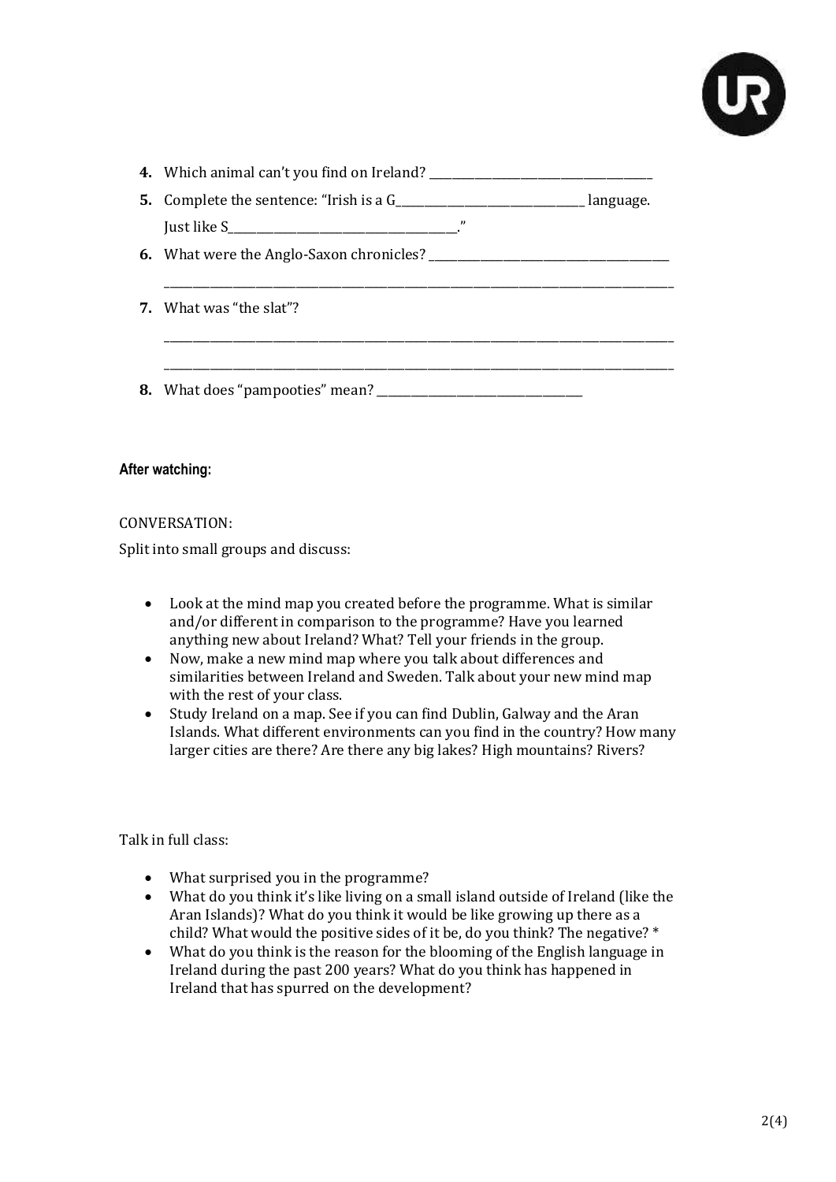4. Which animal can't you find on Ireland? ______________________________________
5. Complete the sentence: "Irish is a G________________________________ language. Just like S________________________________________."
6. What were the Anglo-Saxon chronicles? ________________________________________
   ________________________________________________________________________________
7. What was "the slat"?
   ________________________________________________________________________________
   ________________________________________________________________________________
8. What does "pampooties" mean? ____________________________________

**After watching:**

CONVERSATION:

Split into small groups and discuss:

- Look at the mind map you created before the programme. What is similar and/or different in comparison to the programme? Have you learned anything new about Ireland? What? Tell your friends in the group.
- Now, make a new mind map where you talk about differences and similarities between Ireland and Sweden. Talk about your new mind map with the rest of your class.
- Study Ireland on a map. See if you can find Dublin, Galway and the Aran Islands. What different environments can you find in the country? How many larger cities are there? Are there any big lakes? High mountains? Rivers?

Talk in full class:

- What surprised you in the programme?
- What do you think it's like living on a small island outside of Ireland (like the Aran Islands)? What do you think it would be like growing up there as a child? What would the positive sides of it be, do you think? The negative? *
- What do you think is the reason for the blooming of the English language in Ireland during the past 200 years? What do you think has happened in Ireland that has spurred on the development?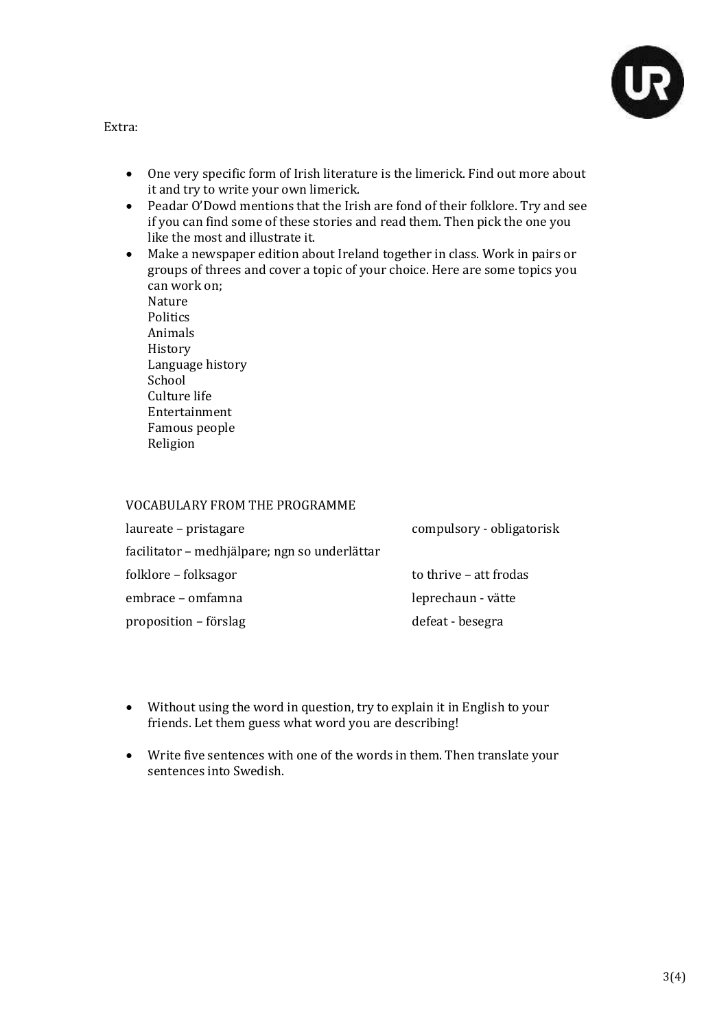Extra:

- One very specific form of Irish literature is the limerick. Find out more about it and try to write your own limerick.
- Peadar O'Dowd mentions that the Irish are fond of their folklore. Try and see if you can find some of these stories and read them. Then pick the one you like the most and illustrate it.
- Make a newspaper edition about Ireland together in class. Work in pairs or groups of threes and cover a topic of your choice. Here are some topics you can work on;  
  Nature  
  Politics  
  Animals  
  History  
  Language history  
  School  
  Culture life  
  Entertainment  
  Famous people  
  Religion

VOCABULARY FROM THE PROGRAMME

laureate – pristagare

facilitator – medhjälpare; ngn so underlättar

folklore – folksagor

embrace – omfamna

proposition – förslag

compulsory - obligatorisk

to thrive – att frodas

leprechaun - vätte

defeat - besegra

- Without using the word in question, try to explain it in English to your friends. Let them guess what word you are describing!

- Write five sentences with one of the words in them. Then translate your sentences into Swedish.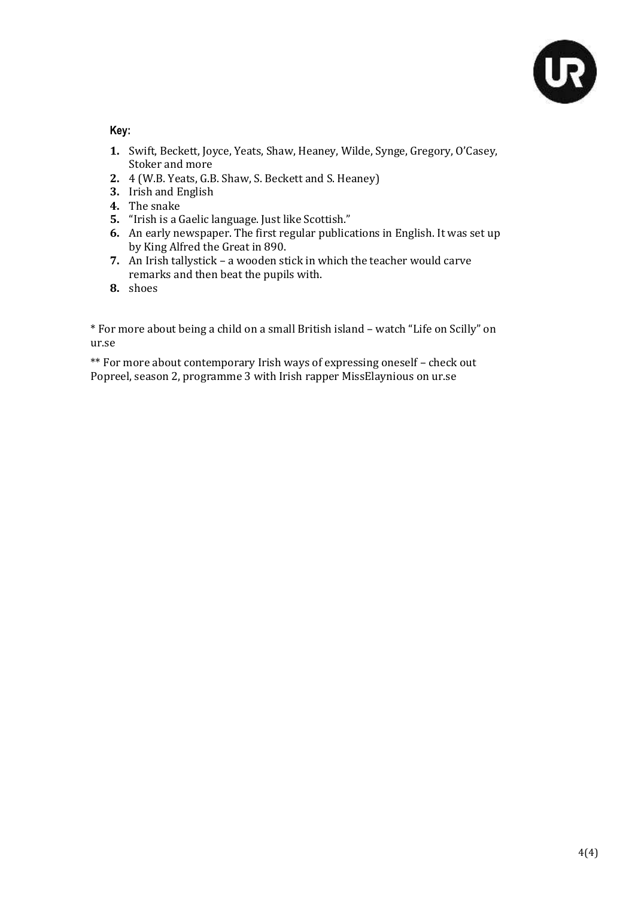**Key:**

1. Swift, Beckett, Joyce, Yeats, Shaw, Heaney, Wilde, Synge, Gregory, O'Casey, Stoker and more
2. 4 (W.B. Yeats, G.B. Shaw, S. Beckett and S. Heaney)
3. Irish and English
4. The snake
5. "Irish is a Gaelic language. Just like Scottish."
6. An early newspaper. The first regular publications in English. It was set up by King Alfred the Great in 890.
7. An Irish tallystick – a wooden stick in which the teacher would carve remarks and then beat the pupils with.
8. shoes

* For more about being a child on a small British island – watch "Life on Scilly" on ur.se

** For more about contemporary Irish ways of expressing oneself – check out Popreel, season 2, programme 3 with Irish rapper MissElaynious on ur.se